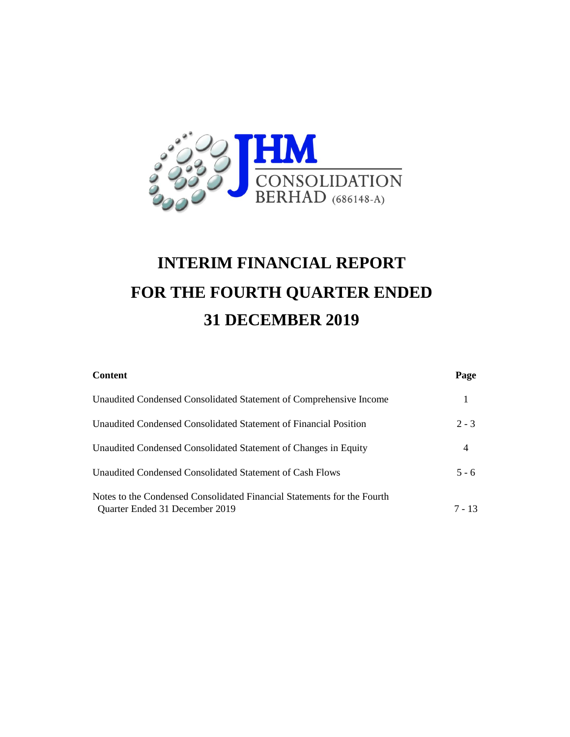JHM CONSOLIDATION BERHAD (686148-A)

# INTERIM FINANCIAL REPORT
# FOR THE FOURTH QUARTER ENDED
# 31 DECEMBER 2019

| Content | Page |
|---|---|
| Unaudited Condensed Consolidated Statement of Comprehensive Income | 1 |
| Unaudited Condensed Consolidated Statement of Financial Position | 2 - 3 |
| Unaudited Condensed Consolidated Statement of Changes in Equity | 4 |
| Unaudited Condensed Consolidated Statement of Cash Flows | 5 - 6 |
| Notes to the Condensed Consolidated Financial Statements for the Fourth Quarter Ended 31 December 2019 | 7 - 13 |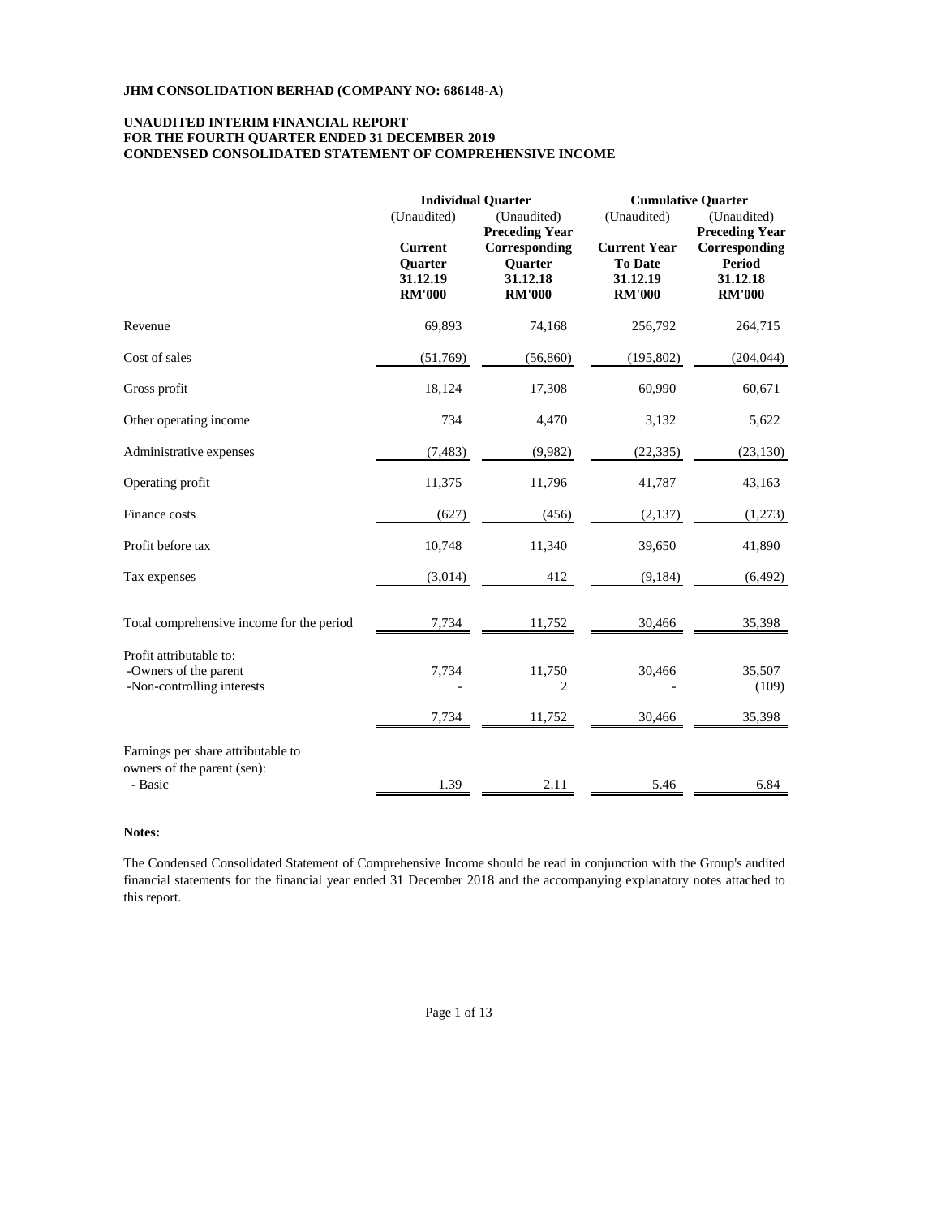**JHM CONSOLIDATION BERHAD (COMPANY NO: 686148-A)**

**UNAUDITED INTERIM FINANCIAL REPORT**
**FOR THE FOURTH QUARTER ENDED 31 DECEMBER 2019**
**CONDENSED CONSOLIDATED STATEMENT OF COMPREHENSIVE INCOME**

| | Individual Quarter | | Cumulative Quarter | |
|---|---|---|---|---|
| | (Unaudited) | (Unaudited) | (Unaudited) | (Unaudited) |
| | **Current Quarter 31.12.19 RM'000** | **Preceding Year Corresponding Quarter 31.12.18 RM'000** | **Current Year To Date 31.12.19 RM'000** | **Preceding Year Corresponding Period 31.12.18 RM'000** |
| Revenue | 69,893 | 74,168 | 256,792 | 264,715 |
| Cost of sales | (51,769) | (56,860) | (195,802) | (204,044) |
| Gross profit | 18,124 | 17,308 | 60,990 | 60,671 |
| Other operating income | 734 | 4,470 | 3,132 | 5,622 |
| Administrative expenses | (7,483) | (9,982) | (22,335) | (23,130) |
| Operating profit | 11,375 | 11,796 | 41,787 | 43,163 |
| Finance costs | (627) | (456) | (2,137) | (1,273) |
| Profit before tax | 10,748 | 11,340 | 39,650 | 41,890 |
| Tax expenses | (3,014) | 412 | (9,184) | (6,492) |
| Total comprehensive income for the period | 7,734 | 11,752 | 30,466 | 35,398 |
| Profit attributable to: | | | | |
| -Owners of the parent | 7,734 | 11,750 | 30,466 | 35,507 |
| -Non-controlling interests | - | 2 | - | (109) |
| | 7,734 | 11,752 | 30,466 | 35,398 |
| Earnings per share attributable to owners of the parent (sen): | | | | |
| - Basic | 1.39 | 2.11 | 5.46 | 6.84 |

**Notes:**

The Condensed Consolidated Statement of Comprehensive Income should be read in conjunction with the Group's audited financial statements for the financial year ended 31 December 2018 and the accompanying explanatory notes attached to this report.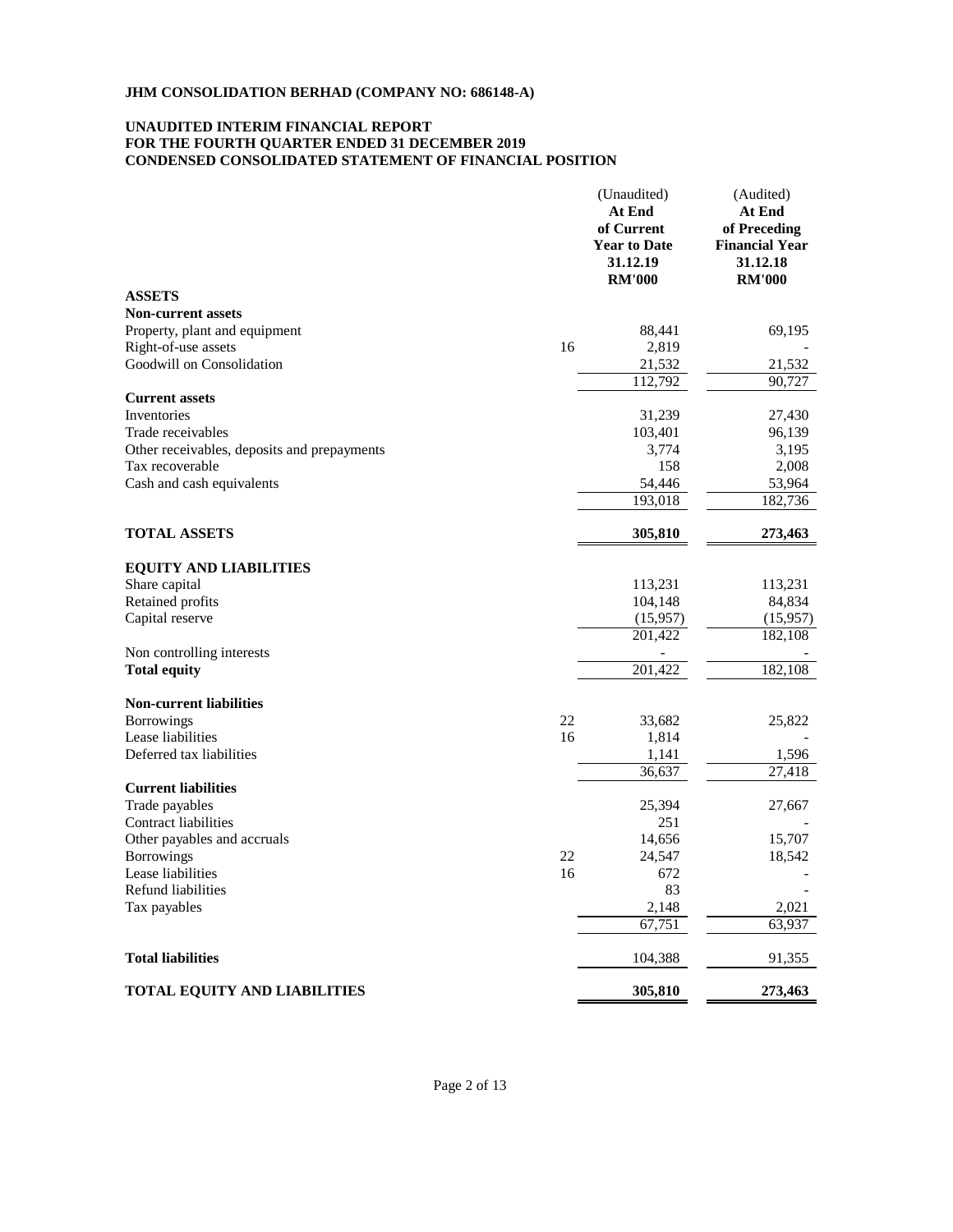**JHM CONSOLIDATION BERHAD (COMPANY NO: 686148-A)**

**UNAUDITED INTERIM FINANCIAL REPORT**
**FOR THE FOURTH QUARTER ENDED 31 DECEMBER 2019**
**CONDENSED CONSOLIDATED STATEMENT OF FINANCIAL POSITION**

| | | (Unaudited) **At End of Current Year to Date 31.12.19 RM'000** | (Audited) **At End of Preceding Financial Year 31.12.18 RM'000** |
|---|---|---|---|
| **ASSETS** | | | |
| **Non-current assets** | | | |
| Property, plant and equipment | | 88,441 | 69,195 |
| Right-of-use assets | 16 | 2,819 | - |
| Goodwill on Consolidation | | 21,532 | 21,532 |
| | | 112,792 | 90,727 |
| **Current assets** | | | |
| Inventories | | 31,239 | 27,430 |
| Trade receivables | | 103,401 | 96,139 |
| Other receivables, deposits and prepayments | | 3,774 | 3,195 |
| Tax recoverable | | 158 | 2,008 |
| Cash and cash equivalents | | 54,446 | 53,964 |
| | | 193,018 | 182,736 |
| **TOTAL ASSETS** | | **305,810** | **273,463** |
| **EQUITY AND LIABILITIES** | | | |
| Share capital | | 113,231 | 113,231 |
| Retained profits | | 104,148 | 84,834 |
| Capital reserve | | (15,957) | (15,957) |
| | | 201,422 | 182,108 |
| Non controlling interests | | - | - |
| **Total equity** | | 201,422 | 182,108 |
| **Non-current liabilities** | | | |
| Borrowings | 22 | 33,682 | 25,822 |
| Lease liabilities | 16 | 1,814 | - |
| Deferred tax liabilities | | 1,141 | 1,596 |
| | | 36,637 | 27,418 |
| **Current liabilities** | | | |
| Trade payables | | 25,394 | 27,667 |
| Contract liabilities | | 251 | - |
| Other payables and accruals | | 14,656 | 15,707 |
| Borrowings | 22 | 24,547 | 18,542 |
| Lease liabilities | 16 | 672 | - |
| Refund liabilities | | 83 | - |
| Tax payables | | 2,148 | 2,021 |
| | | 67,751 | 63,937 |
| **Total liabilities** | | 104,388 | 91,355 |
| **TOTAL EQUITY AND LIABILITIES** | | **305,810** | **273,463** |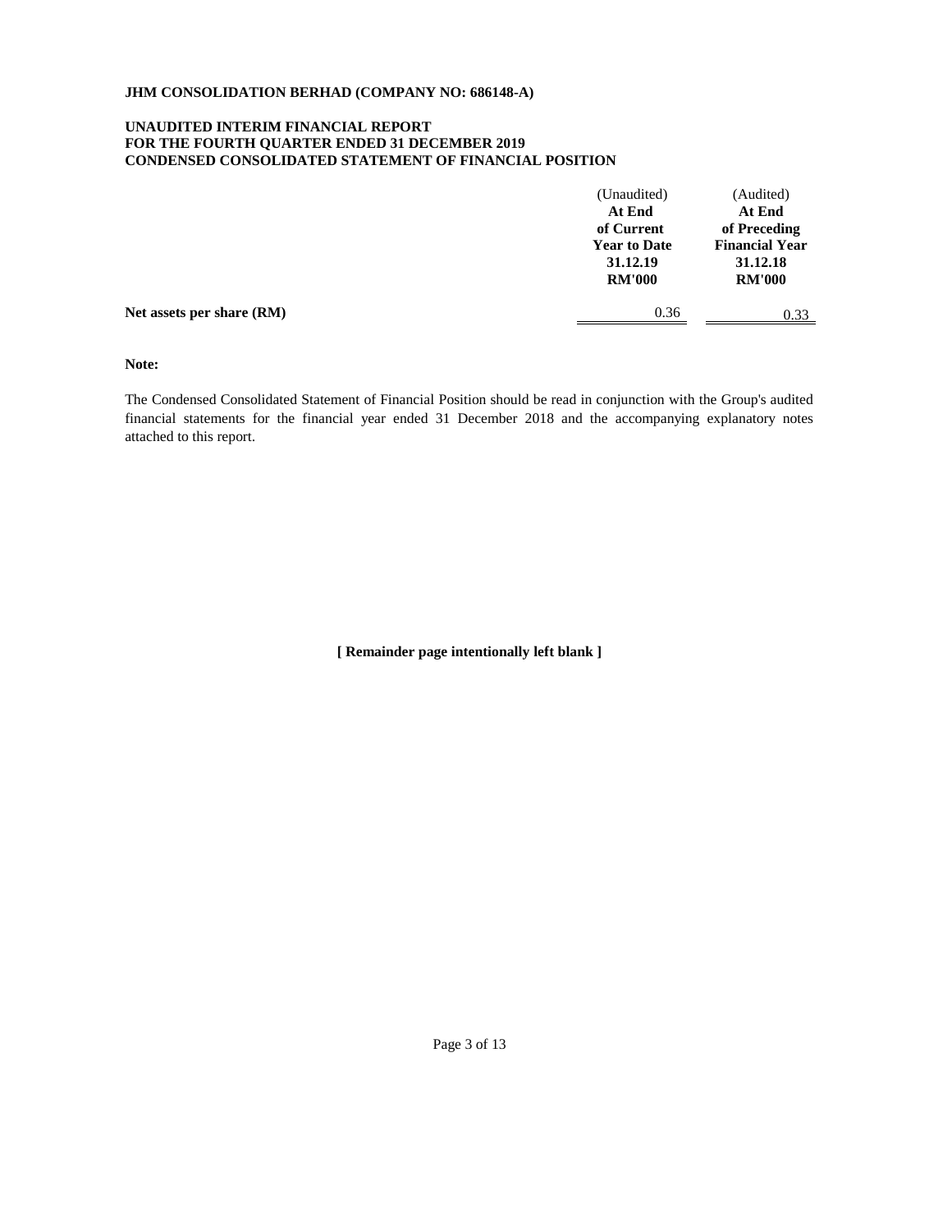**JHM CONSOLIDATION BERHAD (COMPANY NO: 686148-A)**

**UNAUDITED INTERIM FINANCIAL REPORT**
**FOR THE FOURTH QUARTER ENDED 31 DECEMBER 2019**
**CONDENSED CONSOLIDATED STATEMENT OF FINANCIAL POSITION**

| | (Unaudited) **At End of Current Year to Date 31.12.19 RM'000** | (Audited) **At End of Preceding Financial Year 31.12.18 RM'000** |
|---|---|---|
| **Net assets per share (RM)** | 0.36 | 0.33 |

**Note:**

The Condensed Consolidated Statement of Financial Position should be read in conjunction with the Group's audited financial statements for the financial year ended 31 December 2018 and the accompanying explanatory notes attached to this report.

**[ Remainder page intentionally left blank ]**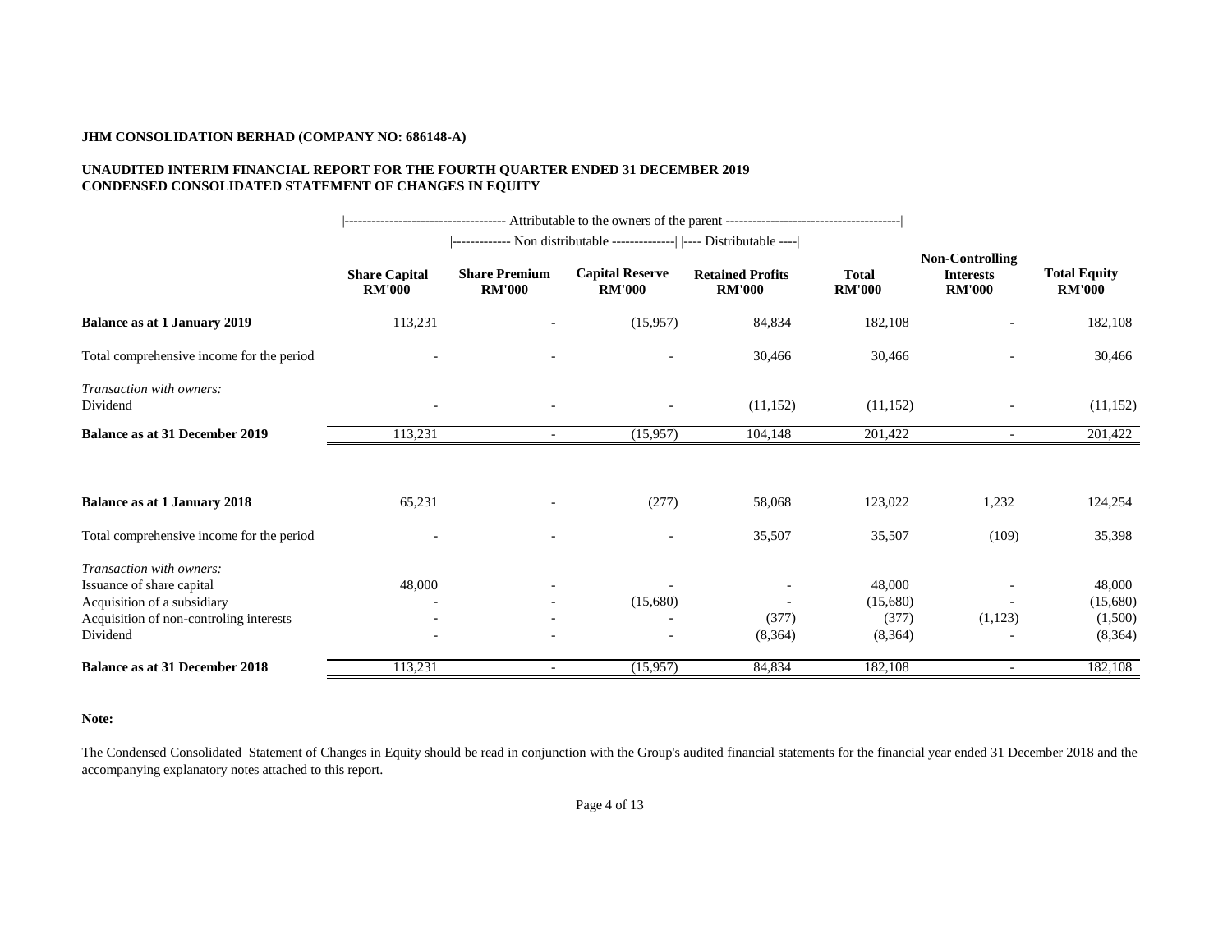**JHM CONSOLIDATION BERHAD (COMPANY NO: 686148-A)**

**UNAUDITED INTERIM FINANCIAL REPORT FOR THE FOURTH QUARTER ENDED 31 DECEMBER 2019**
**CONDENSED CONSOLIDATED STATEMENT OF CHANGES IN EQUITY**

| | Attributable to the owners of the parent | | | | | | |
|---|---|---|---|---|---|---|---|
| | | Non distributable | | Distributable | | | |
| | **Share Capital RM'000** | **Share Premium RM'000** | **Capital Reserve RM'000** | **Retained Profits RM'000** | **Total RM'000** | **Non-Controlling Interests RM'000** | **Total Equity RM'000** |
| **Balance as at 1 January 2019** | 113,231 | - | (15,957) | 84,834 | 182,108 | - | 182,108 |
| Total comprehensive income for the period | - | - | - | 30,466 | 30,466 | - | 30,466 |
| *Transaction with owners:* | | | | | | | |
| Dividend | - | - | - | (11,152) | (11,152) | - | (11,152) |
| **Balance as at 31 December 2019** | 113,231 | - | (15,957) | 104,148 | 201,422 | - | 201,422 |
| | | | | | | | |
| **Balance as at 1 January 2018** | 65,231 | - | (277) | 58,068 | 123,022 | 1,232 | 124,254 |
| Total comprehensive income for the period | - | - | - | 35,507 | 35,507 | (109) | 35,398 |
| *Transaction with owners:* | | | | | | | |
| Issuance of share capital | 48,000 | - | - | - | 48,000 | - | 48,000 |
| Acquisition of a subsidiary | - | - | (15,680) | - | (15,680) | - | (15,680) |
| Acquisition of non-controling interests | - | - | - | (377) | (377) | (1,123) | (1,500) |
| Dividend | - | - | - | (8,364) | (8,364) | - | (8,364) |
| **Balance as at 31 December 2018** | 113,231 | - | (15,957) | 84,834 | 182,108 | - | 182,108 |

**Note:**

The Condensed Consolidated Statement of Changes in Equity should be read in conjunction with the Group's audited financial statements for the financial year ended 31 December 2018 and the accompanying explanatory notes attached to this report.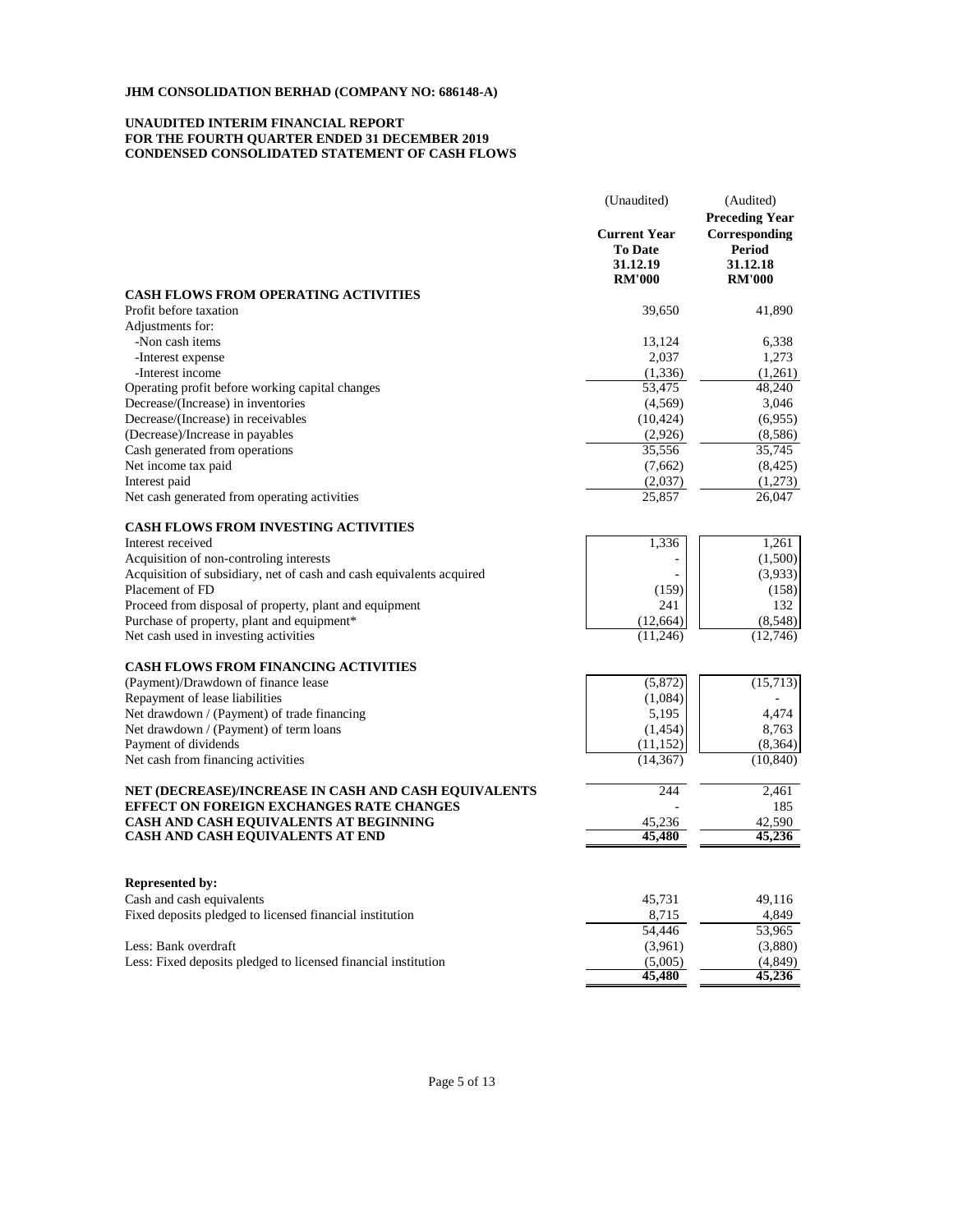**JHM CONSOLIDATION BERHAD (COMPANY NO: 686148-A)**

**UNAUDITED INTERIM FINANCIAL REPORT**
**FOR THE FOURTH QUARTER ENDED 31 DECEMBER 2019**
**CONDENSED CONSOLIDATED STATEMENT OF CASH FLOWS**

| | (Unaudited) | (Audited) |
|---|---|---|
| | **Current Year To Date 31.12.19 RM'000** | **Preceding Year Corresponding Period 31.12.18 RM'000** |
| **CASH FLOWS FROM OPERATING ACTIVITIES** | | |
| Profit before taxation | 39,650 | 41,890 |
| Adjustments for: | | |
| -Non cash items | 13,124 | 6,338 |
| -Interest expense | 2,037 | 1,273 |
| -Interest income | (1,336) | (1,261) |
| Operating profit before working capital changes | 53,475 | 48,240 |
| Decrease/(Increase) in inventories | (4,569) | 3,046 |
| Decrease/(Increase) in receivables | (10,424) | (6,955) |
| (Decrease)/Increase in payables | (2,926) | (8,586) |
| Cash generated from operations | 35,556 | 35,745 |
| Net income tax paid | (7,662) | (8,425) |
| Interest paid | (2,037) | (1,273) |
| Net cash generated from operating activities | 25,857 | 26,047 |
| | | |
| **CASH FLOWS FROM INVESTING ACTIVITIES** | | |
| Interest received | 1,336 | 1,261 |
| Acquisition of non-controling interests | - | (1,500) |
| Acquisition of subsidiary, net of cash and cash equivalents acquired | - | (3,933) |
| Placement of FD | (159) | (158) |
| Proceed from disposal of property, plant and equipment | 241 | 132 |
| Purchase of property, plant and equipment* | (12,664) | (8,548) |
| Net cash used in investing activities | (11,246) | (12,746) |
| | | |
| **CASH FLOWS FROM FINANCING ACTIVITIES** | | |
| (Payment)/Drawdown of finance lease | (5,872) | (15,713) |
| Repayment of lease liabilities | (1,084) | - |
| Net drawdown / (Payment) of trade financing | 5,195 | 4,474 |
| Net drawdown / (Payment) of term loans | (1,454) | 8,763 |
| Payment of dividends | (11,152) | (8,364) |
| Net cash from financing activities | (14,367) | (10,840) |
| | | |
| **NET (DECREASE)/INCREASE IN CASH AND CASH EQUIVALENTS** | 244 | 2,461 |
| **EFFECT ON FOREIGN EXCHANGES RATE CHANGES** | - | 185 |
| **CASH AND CASH EQUIVALENTS AT BEGINNING** | 45,236 | 42,590 |
| **CASH AND CASH EQUIVALENTS AT END** | **45,480** | **45,236** |
| | | |
| **Represented by:** | | |
| Cash and cash equivalents | 45,731 | 49,116 |
| Fixed deposits pledged to licensed financial institution | 8,715 | 4,849 |
| | 54,446 | 53,965 |
| Less: Bank overdraft | (3,961) | (3,880) |
| Less: Fixed deposits pledged to licensed financial institution | (5,005) | (4,849) |
| | **45,480** | **45,236** |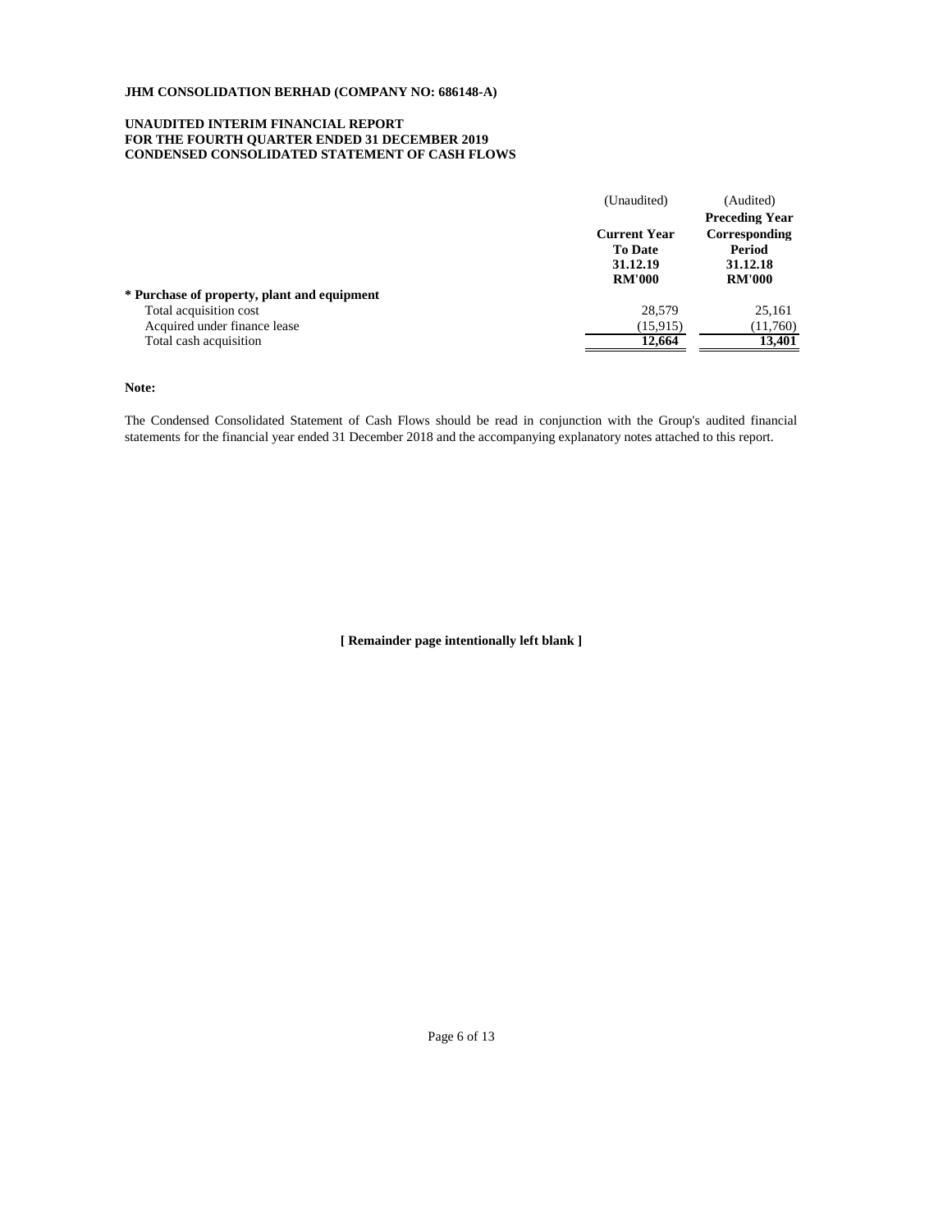**JHM CONSOLIDATION BERHAD (COMPANY NO: 686148-A)**

**UNAUDITED INTERIM FINANCIAL REPORT**
**FOR THE FOURTH QUARTER ENDED 31 DECEMBER 2019**
**CONDENSED CONSOLIDATED STATEMENT OF CASH FLOWS**

| | (Unaudited) | (Audited) |
|---|---|---|
| | **Current Year To Date** | **Preceding Year Corresponding Period** |
| | **31.12.19** | **31.12.18** |
| | **RM'000** | **RM'000** |
| **\* Purchase of property, plant and equipment** | | |
| Total acquisition cost | 28,579 | 25,161 |
| Acquired under finance lease | (15,915) | (11,760) |
| Total cash acquisition | **12,664** | **13,401** |

**Note:**

The Condensed Consolidated Statement of Cash Flows should be read in conjunction with the Group's audited financial statements for the financial year ended 31 December 2018 and the accompanying explanatory notes attached to this report.

**[ Remainder page intentionally left blank ]**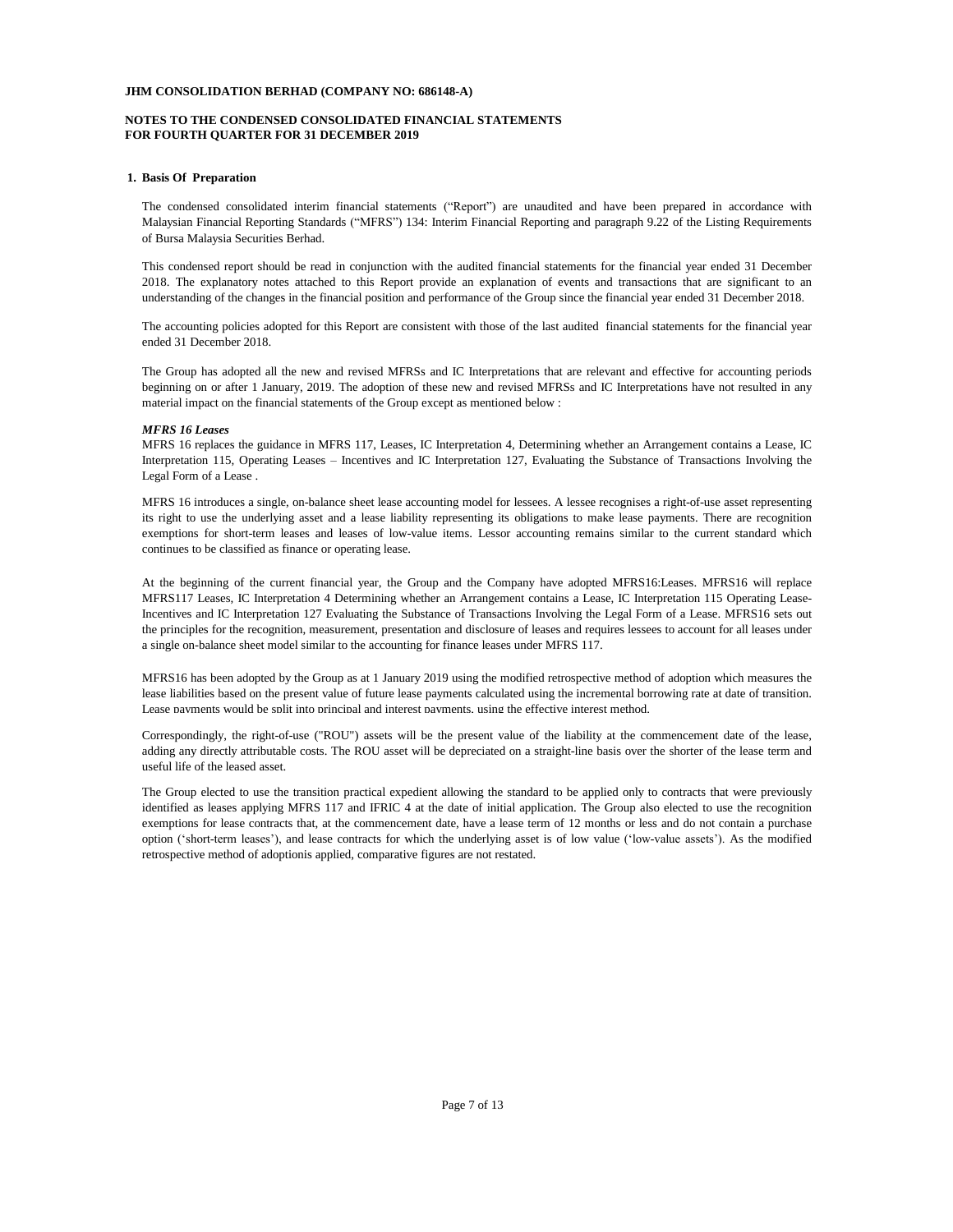**JHM CONSOLIDATION BERHAD (COMPANY NO: 686148-A)**

**NOTES TO THE CONDENSED CONSOLIDATED FINANCIAL STATEMENTS**
**FOR FOURTH QUARTER FOR 31 DECEMBER 2019**

## 1. Basis Of Preparation

The condensed consolidated interim financial statements ("Report") are unaudited and have been prepared in accordance with Malaysian Financial Reporting Standards ("MFRS") 134: Interim Financial Reporting and paragraph 9.22 of the Listing Requirements of Bursa Malaysia Securities Berhad.

This condensed report should be read in conjunction with the audited financial statements for the financial year ended 31 December 2018. The explanatory notes attached to this Report provide an explanation of events and transactions that are significant to an understanding of the changes in the financial position and performance of the Group since the financial year ended 31 December 2018.

The accounting policies adopted for this Report are consistent with those of the last audited financial statements for the financial year ended 31 December 2018.

The Group has adopted all the new and revised MFRSs and IC Interpretations that are relevant and effective for accounting periods beginning on or after 1 January, 2019. The adoption of these new and revised MFRSs and IC Interpretations have not resulted in any material impact on the financial statements of the Group except as mentioned below :

***MFRS 16 Leases***

MFRS 16 replaces the guidance in MFRS 117, Leases, IC Interpretation 4, Determining whether an Arrangement contains a Lease, IC Interpretation 115, Operating Leases – Incentives and IC Interpretation 127, Evaluating the Substance of Transactions Involving the Legal Form of a Lease .

MFRS 16 introduces a single, on-balance sheet lease accounting model for lessees. A lessee recognises a right-of-use asset representing its right to use the underlying asset and a lease liability representing its obligations to make lease payments. There are recognition exemptions for short-term leases and leases of low-value items. Lessor accounting remains similar to the current standard which continues to be classified as finance or operating lease.

At the beginning of the current financial year, the Group and the Company have adopted MFRS16:Leases. MFRS16 will replace MFRS117 Leases, IC Interpretation 4 Determining whether an Arrangement contains a Lease, IC Interpretation 115 Operating Lease-Incentives and IC Interpretation 127 Evaluating the Substance of Transactions Involving the Legal Form of a Lease. MFRS16 sets out the principles for the recognition, measurement, presentation and disclosure of leases and requires lessees to account for all leases under a single on-balance sheet model similar to the accounting for finance leases under MFRS 117.

MFRS16 has been adopted by the Group as at 1 January 2019 using the modified retrospective method of adoption which measures the lease liabilities based on the present value of future lease payments calculated using the incremental borrowing rate at date of transition. Lease payments would be split into principal and interest payments, using the effective interest method.

Correspondingly, the right-of-use ("ROU") assets will be the present value of the liability at the commencement date of the lease, adding any directly attributable costs. The ROU asset will be depreciated on a straight-line basis over the shorter of the lease term and useful life of the leased asset.

The Group elected to use the transition practical expedient allowing the standard to be applied only to contracts that were previously identified as leases applying MFRS 117 and IFRIC 4 at the date of initial application. The Group also elected to use the recognition exemptions for lease contracts that, at the commencement date, have a lease term of 12 months or less and do not contain a purchase option ('short-term leases'), and lease contracts for which the underlying asset is of low value ('low-value assets'). As the modified retrospective method of adoptionis applied, comparative figures are not restated.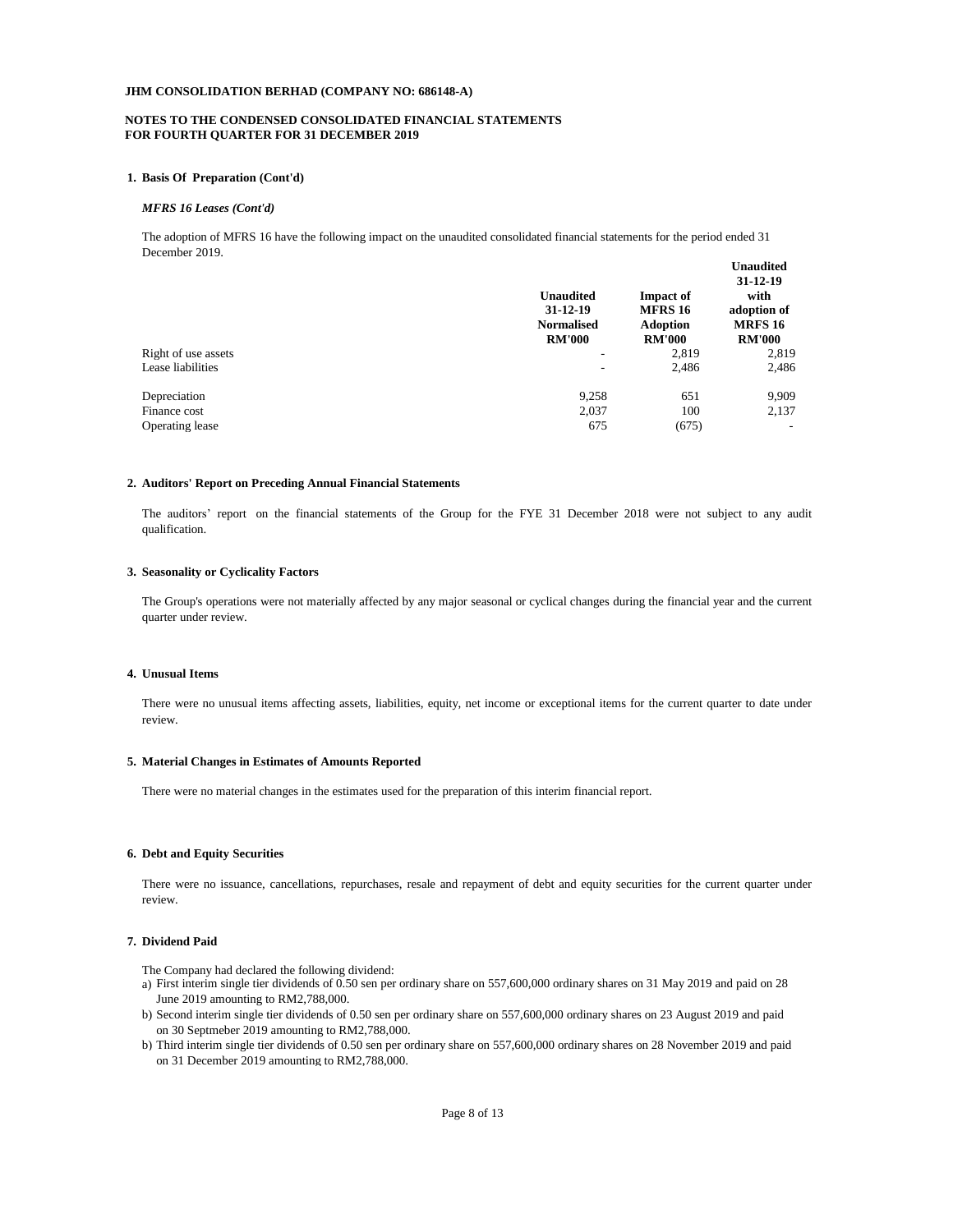**JHM CONSOLIDATION BERHAD (COMPANY NO: 686148-A)**

**NOTES TO THE CONDENSED CONSOLIDATED FINANCIAL STATEMENTS FOR FOURTH QUARTER FOR 31 DECEMBER 2019**

**1. Basis Of Preparation (Cont'd)**

***MFRS 16 Leases (Cont'd)***

The adoption of MFRS 16 have the following impact on the unaudited consolidated financial statements for the period ended 31 December 2019.

| | Unaudited 31-12-19 Normalised RM'000 | Impact of MFRS 16 Adoption RM'000 | Unaudited 31-12-19 with adoption of MRFS 16 RM'000 |
|---|---|---|---|
| Right of use assets | - | 2,819 | 2,819 |
| Lease liabilities | - | 2,486 | 2,486 |
| | | | |
| Depreciation | 9,258 | 651 | 9,909 |
| Finance cost | 2,037 | 100 | 2,137 |
| Operating lease | 675 | (675) | - |

**2. Auditors' Report on Preceding Annual Financial Statements**

The auditors' report on the financial statements of the Group for the FYE 31 December 2018 were not subject to any audit qualification.

**3. Seasonality or Cyclicality Factors**

The Group's operations were not materially affected by any major seasonal or cyclical changes during the financial year and the current quarter under review.

**4. Unusual Items**

There were no unusual items affecting assets, liabilities, equity, net income or exceptional items for the current quarter to date under review.

**5. Material Changes in Estimates of Amounts Reported**

There were no material changes in the estimates used for the preparation of this interim financial report.

**6. Debt and Equity Securities**

There were no issuance, cancellations, repurchases, resale and repayment of debt and equity securities for the current quarter under review.

**7. Dividend Paid**

The Company had declared the following dividend:

a) First interim single tier dividends of 0.50 sen per ordinary share on 557,600,000 ordinary shares on 31 May 2019 and paid on 28 June 2019 amounting to RM2,788,000.

b) Second interim single tier dividends of 0.50 sen per ordinary share on 557,600,000 ordinary shares on 23 August 2019 and paid on 30 Septmeber 2019 amounting to RM2,788,000.

b) Third interim single tier dividends of 0.50 sen per ordinary share on 557,600,000 ordinary shares on 28 November 2019 and paid on 31 December 2019 amounting to RM2,788,000.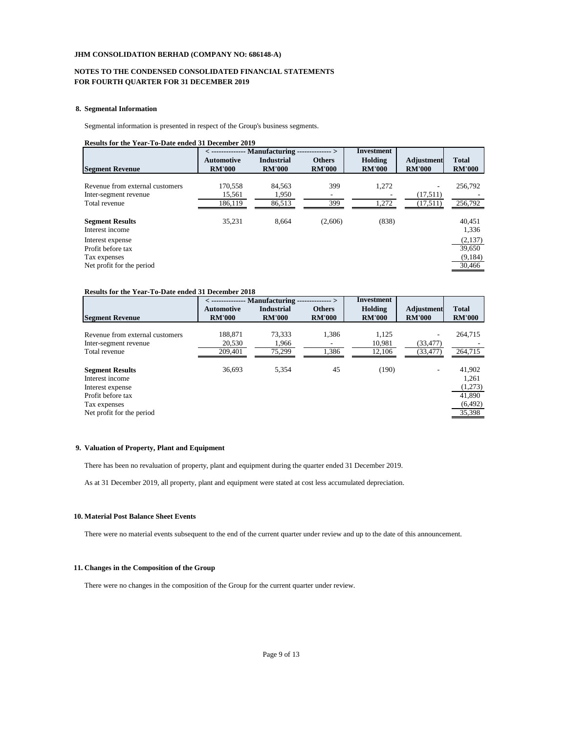**JHM CONSOLIDATION BERHAD (COMPANY NO: 686148-A)**

**NOTES TO THE CONDENSED CONSOLIDATED FINANCIAL STATEMENTS**
**FOR FOURTH QUARTER FOR 31 DECEMBER 2019**

## 8. Segmental Information

Segmental information is presented in respect of the Group's business segments.

**Results for the Year-To-Date ended 31 December 2019**

| | < -------------- Manufacturing -------------- > | | | Investment | | |
|---|---|---|---|---|---|---|
| **Segment Revenue** | **Automotive RM'000** | **Industrial RM'000** | **Others RM'000** | **Holding RM'000** | **Adjustment RM'000** | **Total RM'000** |
| Revenue from external customers | 170,558 | 84,563 | 399 | 1,272 | - | 256,792 |
| Inter-segment revenue | 15,561 | 1,950 | - | - | (17,511) | - |
| Total revenue | 186,119 | 86,513 | 399 | 1,272 | (17,511) | 256,792 |
| **Segment Results** | 35,231 | 8,664 | (2,606) | (838) | | 40,451 |
| Interest income | | | | | | 1,336 |
| Interest expense | | | | | | (2,137) |
| Profit before tax | | | | | | 39,650 |
| Tax expenses | | | | | | (9,184) |
| Net profit for the period | | | | | | 30,466 |

**Results for the Year-To-Date ended 31 December 2018**

| | < -------------- Manufacturing -------------- > | | | Investment | | |
|---|---|---|---|---|---|---|
| **Segment Revenue** | **Automotive RM'000** | **Industrial RM'000** | **Others RM'000** | **Holding RM'000** | **Adjustment RM'000** | **Total RM'000** |
| Revenue from external customers | 188,871 | 73,333 | 1,386 | 1,125 | - | 264,715 |
| Inter-segment revenue | 20,530 | 1,966 | - | 10,981 | (33,477) | - |
| Total revenue | 209,401 | 75,299 | 1,386 | 12,106 | (33,477) | 264,715 |
| **Segment Results** | 36,693 | 5,354 | 45 | (190) | - | 41,902 |
| Interest income | | | | | | 1,261 |
| Interest expense | | | | | | (1,273) |
| Profit before tax | | | | | | 41,890 |
| Tax expenses | | | | | | (6,492) |
| Net profit for the period | | | | | | 35,398 |

## 9. Valuation of Property, Plant and Equipment

There has been no revaluation of property, plant and equipment during the quarter ended 31 December 2019.

As at 31 December 2019, all property, plant and equipment were stated at cost less accumulated depreciation.

## 10. Material Post Balance Sheet Events

There were no material events subsequent to the end of the current quarter under review and up to the date of this announcement.

## 11. Changes in the Composition of the Group

There were no changes in the composition of the Group for the current quarter under review.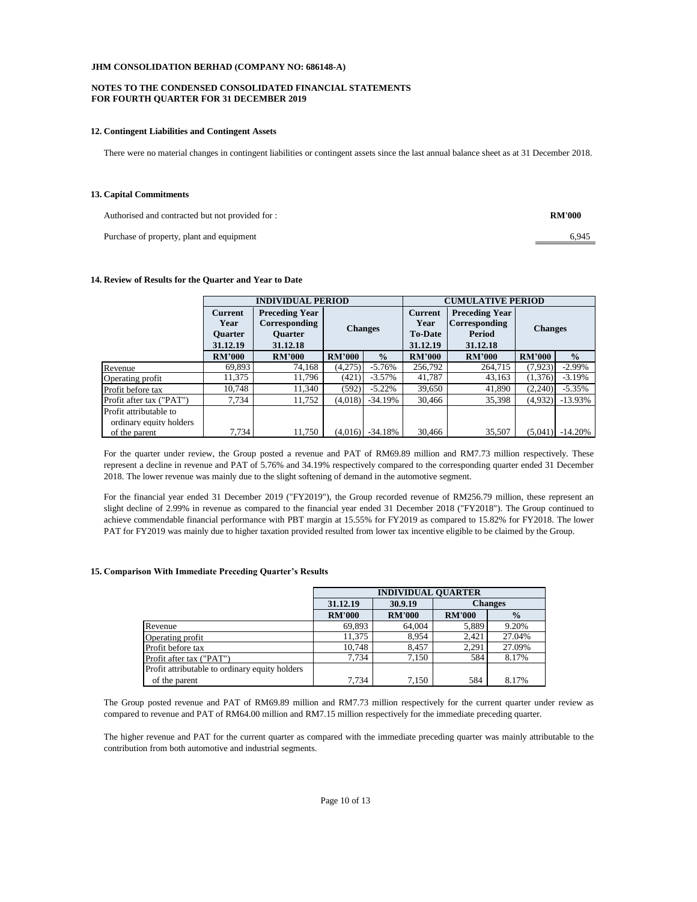**JHM CONSOLIDATION BERHAD (COMPANY NO: 686148-A)**

**NOTES TO THE CONDENSED CONSOLIDATED FINANCIAL STATEMENTS FOR FOURTH QUARTER FOR 31 DECEMBER 2019**

### 12. Contingent Liabilities and Contingent Assets

There were no material changes in contingent liabilities or contingent assets since the last annual balance sheet as at 31 December 2018.

### 13. Capital Commitments

| Authorised and contracted but not provided for : | RM'000 |
|---|---|
| Purchase of property, plant and equipment | 6,945 |

### 14. Review of Results for the Quarter and Year to Date

| | INDIVIDUAL PERIOD | | | | CUMULATIVE PERIOD | | | |
|---|---|---|---|---|---|---|---|---|
| | Current Year Quarter 31.12.19 | Preceding Year Corresponding Quarter 31.12.18 | Changes | | Current Year To-Date 31.12.19 | Preceding Year Corresponding Period 31.12.18 | Changes | |
| | RM'000 | RM'000 | RM'000 | % | RM'000 | RM'000 | RM'000 | % |
| Revenue | 69,893 | 74,168 | (4,275) | -5.76% | 256,792 | 264,715 | (7,923) | -2.99% |
| Operating profit | 11,375 | 11,796 | (421) | -3.57% | 41,787 | 43,163 | (1,376) | -3.19% |
| Profit before tax | 10,748 | 11,340 | (592) | -5.22% | 39,650 | 41,890 | (2,240) | -5.35% |
| Profit after tax ("PAT") | 7,734 | 11,752 | (4,018) | -34.19% | 30,466 | 35,398 | (4,932) | -13.93% |
| Profit attributable to ordinary equity holders of the parent | 7,734 | 11,750 | (4,016) | -34.18% | 30,466 | 35,507 | (5,041) | -14.20% |

For the quarter under review, the Group posted a revenue and PAT of RM69.89 million and RM7.73 million respectively. These represent a decline in revenue and PAT of 5.76% and 34.19% respectively compared to the corresponding quarter ended 31 December 2018. The lower revenue was mainly due to the slight softening of demand in the automotive segment.

For the financial year ended 31 December 2019 ("FY2019"), the Group recorded revenue of RM256.79 million, these represent an slight decline of 2.99% in revenue as compared to the financial year ended 31 December 2018 ("FY2018"). The Group continued to achieve commendable financial performance with PBT margin at 15.55% for FY2019 as compared to 15.82% for FY2018. The lower PAT for FY2019 was mainly due to higher taxation provided resulted from lower tax incentive eligible to be claimed by the Group.

### 15. Comparison With Immediate Preceding Quarter's Results

| | INDIVIDUAL QUARTER | | | |
|---|---|---|---|---|
| | 31.12.19 | 30.9.19 | Changes | |
| | RM'000 | RM'000 | RM'000 | % |
| Revenue | 69,893 | 64,004 | 5,889 | 9.20% |
| Operating profit | 11,375 | 8,954 | 2,421 | 27.04% |
| Profit before tax | 10,748 | 8,457 | 2,291 | 27.09% |
| Profit after tax ("PAT") | 7,734 | 7,150 | 584 | 8.17% |
| Profit attributable to ordinary equity holders of the parent | 7,734 | 7,150 | 584 | 8.17% |

The Group posted revenue and PAT of RM69.89 million and RM7.73 million respectively for the current quarter under review as compared to revenue and PAT of RM64.00 million and RM7.15 million respectively for the immediate preceding quarter.

The higher revenue and PAT for the current quarter as compared with the immediate preceding quarter was mainly attributable to the contribution from both automotive and industrial segments.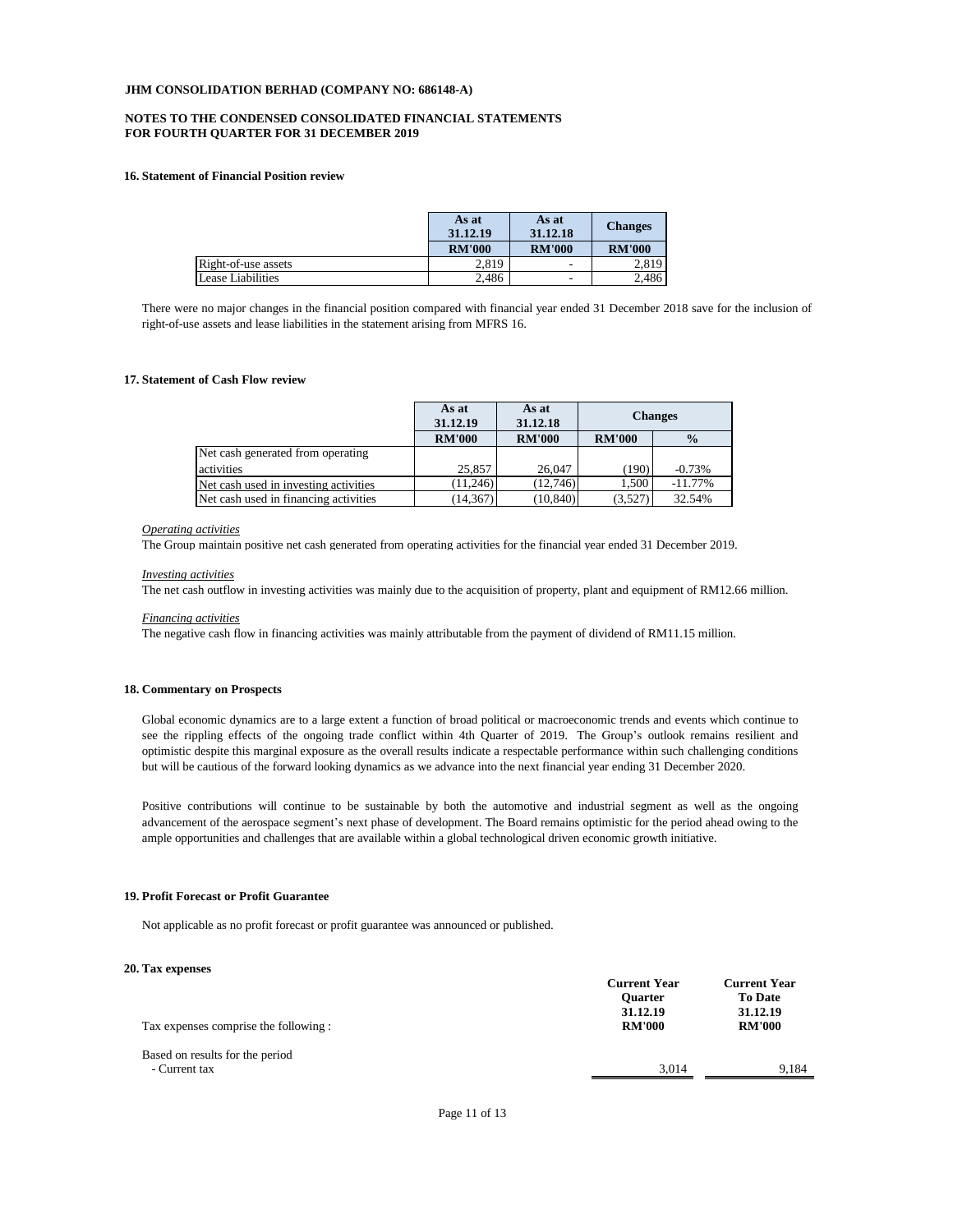**JHM CONSOLIDATION BERHAD (COMPANY NO: 686148-A)**

**NOTES TO THE CONDENSED CONSOLIDATED FINANCIAL STATEMENTS**
**FOR FOURTH QUARTER FOR 31 DECEMBER 2019**

### 16. Statement of Financial Position review

| | As at 31.12.19 | As at 31.12.18 | Changes |
|---|---|---|---|
| | RM'000 | RM'000 | RM'000 |
| Right-of-use assets | 2,819 | - | 2,819 |
| Lease Liabilities | 2,486 | - | 2,486 |

There were no major changes in the financial position compared with financial year ended 31 December 2018 save for the inclusion of right-of-use assets and lease liabilities in the statement arising from MFRS 16.

### 17. Statement of Cash Flow review

| | As at 31.12.19 | As at 31.12.18 | Changes | |
|---|---|---|---|---|
| | RM'000 | RM'000 | RM'000 | % |
| Net cash generated from operating activities | 25,857 | 26,047 | (190) | -0.73% |
| Net cash used in investing activities | (11,246) | (12,746) | 1,500 | -11.77% |
| Net cash used in financing activities | (14,367) | (10,840) | (3,527) | 32.54% |

*Operating activities*
The Group maintain positive net cash generated from operating activities for the financial year ended 31 December 2019.

*Investing activities*
The net cash outflow in investing activities was mainly due to the acquisition of property, plant and equipment of RM12.66 million.

*Financing activities*
The negative cash flow in financing activities was mainly attributable from the payment of dividend of RM11.15 million.

### 18. Commentary on Prospects

Global economic dynamics are to a large extent a function of broad political or macroeconomic trends and events which continue to see the rippling effects of the ongoing trade conflict within 4th Quarter of 2019. The Group's outlook remains resilient and optimistic despite this marginal exposure as the overall results indicate a respectable performance within such challenging conditions but will be cautious of the forward looking dynamics as we advance into the next financial year ending 31 December 2020.

Positive contributions will continue to be sustainable by both the automotive and industrial segment as well as the ongoing advancement of the aerospace segment's next phase of development. The Board remains optimistic for the period ahead owing to the ample opportunities and challenges that are available within a global technological driven economic growth initiative.

### 19. Profit Forecast or Profit Guarantee

Not applicable as no profit forecast or profit guarantee was announced or published.

### 20. Tax expenses

| Tax expenses comprise the following : | Current Year Quarter 31.12.19 RM'000 | Current Year To Date 31.12.19 RM'000 |
|---|---|---|
| Based on results for the period | | |
| - Current tax | 3,014 | 9,184 |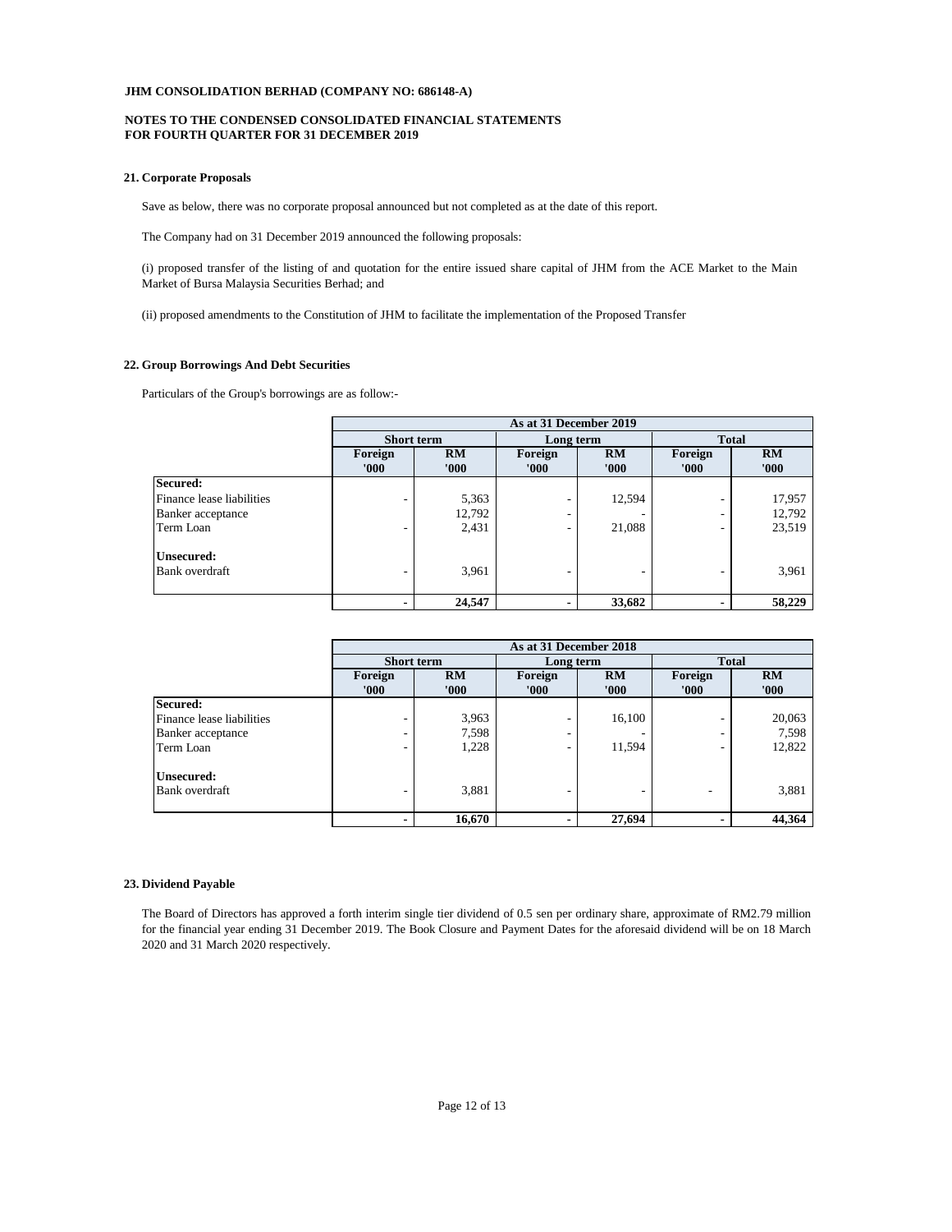**JHM CONSOLIDATION BERHAD (COMPANY NO: 686148-A)**

**NOTES TO THE CONDENSED CONSOLIDATED FINANCIAL STATEMENTS FOR FOURTH QUARTER FOR 31 DECEMBER 2019**

#### 21. Corporate Proposals

Save as below, there was no corporate proposal announced but not completed as at the date of this report.

The Company had on 31 December 2019 announced the following proposals:

(i) proposed transfer of the listing of and quotation for the entire issued share capital of JHM from the ACE Market to the Main Market of Bursa Malaysia Securities Berhad; and

(ii) proposed amendments to the Constitution of JHM to facilitate the implementation of the Proposed Transfer

#### 22. Group Borrowings And Debt Securities

Particulars of the Group's borrowings are as follow:-

| | As at 31 December 2019 | | | | | |
|---|---|---|---|---|---|---|
| | Short term | | Long term | | Total | |
| | Foreign '000 | RM '000 | Foreign '000 | RM '000 | Foreign '000 | RM '000 |
| **Secured:** | | | | | | |
| Finance lease liabilities | - | 5,363 | - | 12,594 | - | 17,957 |
| Banker acceptance | | 12,792 | - | - | - | 12,792 |
| Term Loan | - | 2,431 | - | 21,088 | - | 23,519 |
| **Unsecured:** | | | | | | |
| Bank overdraft | - | 3,961 | - | - | - | 3,961 |
| | **-** | **24,547** | **-** | **33,682** | **-** | **58,229** |

| | As at 31 December 2018 | | | | | |
|---|---|---|---|---|---|---|
| | Short term | | Long term | | Total | |
| | Foreign '000 | RM '000 | Foreign '000 | RM '000 | Foreign '000 | RM '000 |
| **Secured:** | | | | | | |
| Finance lease liabilities | - | 3,963 | - | 16,100 | - | 20,063 |
| Banker acceptance | - | 7,598 | - | - | - | 7,598 |
| Term Loan | - | 1,228 | - | 11,594 | - | 12,822 |
| **Unsecured:** | | | | | | |
| Bank overdraft | - | 3,881 | - | - | - | 3,881 |
| | **-** | **16,670** | **-** | **27,694** | **-** | **44,364** |

#### 23. Dividend Payable

The Board of Directors has approved a forth interim single tier dividend of 0.5 sen per ordinary share, approximate of RM2.79 million for the financial year ending 31 December 2019. The Book Closure and Payment Dates for the aforesaid dividend will be on 18 March 2020 and 31 March 2020 respectively.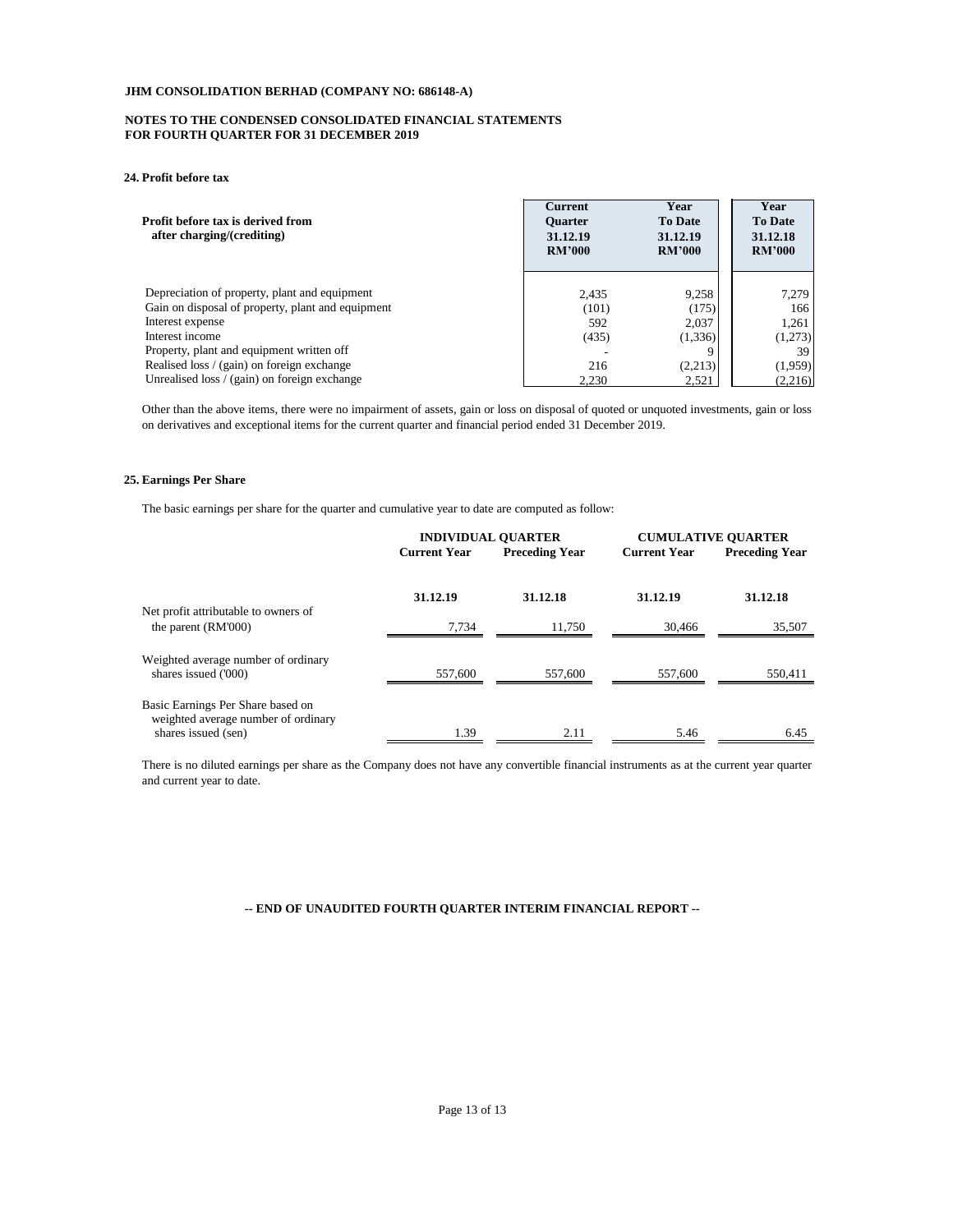**JHM CONSOLIDATION BERHAD (COMPANY NO: 686148-A)**

**NOTES TO THE CONDENSED CONSOLIDATED FINANCIAL STATEMENTS FOR FOURTH QUARTER FOR 31 DECEMBER 2019**

**24. Profit before tax**

| Profit before tax is derived from after charging/(crediting) | Current Quarter 31.12.19 RM'000 | Year To Date 31.12.19 RM'000 | Year To Date 31.12.18 RM'000 |
|---|---|---|---|
| Depreciation of property, plant and equipment | 2,435 | 9,258 | 7,279 |
| Gain on disposal of property, plant and equipment | (101) | (175) | 166 |
| Interest expense | 592 | 2,037 | 1,261 |
| Interest income | (435) | (1,336) | (1,273) |
| Property, plant and equipment written off | - | 9 | 39 |
| Realised loss / (gain) on foreign exchange | 216 | (2,213) | (1,959) |
| Unrealised loss / (gain) on foreign exchange | 2,230 | 2,521 | (2,216) |

Other than the above items, there were no impairment of assets, gain or loss on disposal of quoted or unquoted investments, gain or loss on derivatives and exceptional items for the current quarter and financial period ended 31 December 2019.

**25. Earnings Per Share**

The basic earnings per share for the quarter and cumulative year to date are computed as follow:

| | INDIVIDUAL QUARTER | | CUMULATIVE QUARTER | |
|---|---|---|---|---|
| | Current Year | Preceding Year | Current Year | Preceding Year |
| | 31.12.19 | 31.12.18 | 31.12.19 | 31.12.18 |
| Net profit attributable to owners of the parent (RM'000) | 7,734 | 11,750 | 30,466 | 35,507 |
| Weighted average number of ordinary shares issued ('000) | 557,600 | 557,600 | 557,600 | 550,411 |
| Basic Earnings Per Share based on weighted average number of ordinary shares issued (sen) | 1.39 | 2.11 | 5.46 | 6.45 |

There is no diluted earnings per share as the Company does not have any convertible financial instruments as at the current year quarter and current year to date.

**-- END OF UNAUDITED FOURTH QUARTER INTERIM FINANCIAL REPORT --**